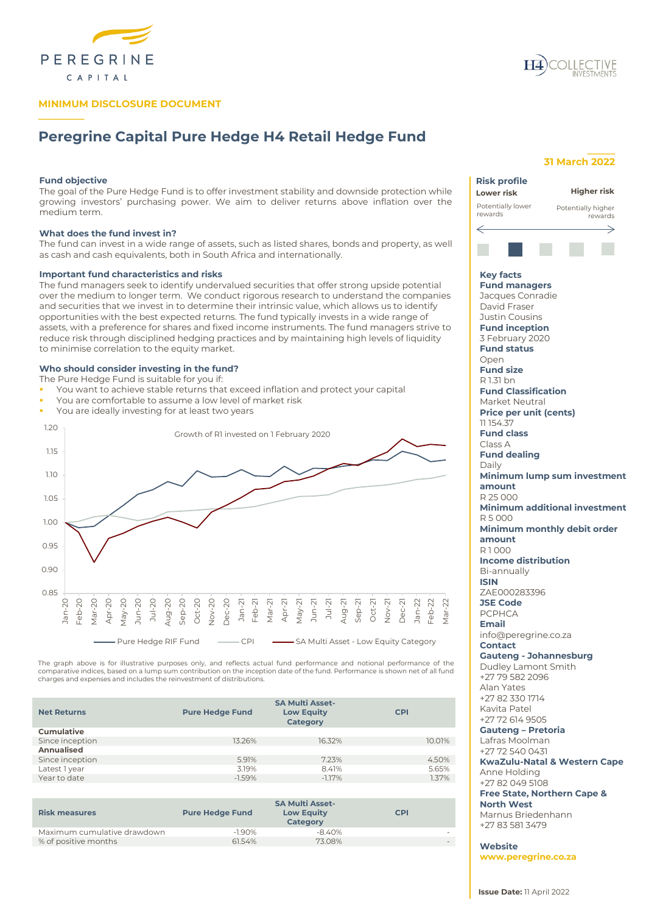MINIMUM DISCLOSURE DOCUMENT

# Peregrine Capital Pure Hedge H4 Retail Hedge Fund

**31 March 2022**

### Fund objective

The goal of the Pure Hedge Fund is to offer investment stability and downside protection while growing investors' purchasing power. We aim to deliver returns above inflation over the medium term.

### What does the fund invest in?

The fund can invest in a wide range of assets, such as listed shares, bonds and property, as well as cash and cash equivalents, both in South Africa and internationally.

### Important fund characteristics and risks

The fund managers seek to identify undervalued securities that offer strong upside potential over the medium to longer term. We conduct rigorous research to understand the companies and securities that we invest in to determine their intrinsic value, which allows us to identify opportunities with the best expected returns. The fund typically invests in a wide range of assets, with a preference for shares and fixed income instruments. The fund managers strive to reduce risk through disciplined hedging practices and by maintaining high levels of liquidity to minimise correlation to the equity market.

### Who should consider investing in the fund?

The Pure Hedge Fund is suitable for you if:

- You want to achieve stable returns that exceed inflation and protect your capital
- You are comfortable to assume a low level of market risk
- You are ideally investing for at least two years

Growth of R1 invested on 1 February 2020

Pure Hedge RIF Fund — CPI — SA Multi Asset - Low Equity Category

The graph above is for illustrative purposes only, and reflects actual fund performance and notional performance of the comparative indices, based on a lump sum contribution on the inception date of the fund. Performance is shown net of all fund charges and expenses and includes the reinvestment of distributions.

| Net Returns | Pure Hedge Fund | SA Multi Asset-Low Equity Category | CPI |
|---|---|---|---|
| **Cumulative** | | | |
| Since inception | 13.26% | 16.32% | 10.01% |
| **Annualised** | | | |
| Since inception | 5.91% | 7.23% | 4.50% |
| Latest 1 year | 3.19% | 8.41% | 5.65% |
| Year to date | -1.59% | -1.17% | 1.37% |

| Risk measures | Pure Hedge Fund | SA Multi Asset-Low Equity Category | CPI |
|---|---|---|---|
| Maximum cumulative drawdown | -1.90% | -8.40% | - |
| % of positive months | 61.54% | 73.08% | - |

### Risk profile

**Lower risk** — Potentially lower rewards

**Higher risk** — Potentially higher rewards

### Key facts

**Fund managers**
Jacques Conradie
David Fraser
Justin Cousins

**Fund inception**
3 February 2020

**Fund status**
Open

**Fund size**
R 1.31 bn

**Fund Classification**
Market Neutral

**Price per unit (cents)**
11 154.37

**Fund class**
Class A

**Fund dealing**
Daily

**Minimum lump sum investment amount**
R 25 000

**Minimum additional investment**
R 5 000

**Minimum monthly debit order amount**
R 1 000

**Income distribution**
Bi-annually

**ISIN**
ZAE000283396

**JSE Code**
PCPHCA

**Email**
info@peregrine.co.za

**Contact**

**Gauteng - Johannesburg**
Dudley Lamont Smith
+27 79 582 2096
Alan Yates
+27 82 330 1714
Kavita Patel
+27 72 614 9505

**Gauteng – Pretoria**
Lafras Moolman
+27 72 540 0431

**KwaZulu-Natal & Western Cape**
Anne Holding
+27 82 049 5108

**Free State, Northern Cape & North West**
Marnus Briedenhann
+27 83 581 3479

**Website**
www.peregrine.co.za

**Issue Date:** 11 April 2022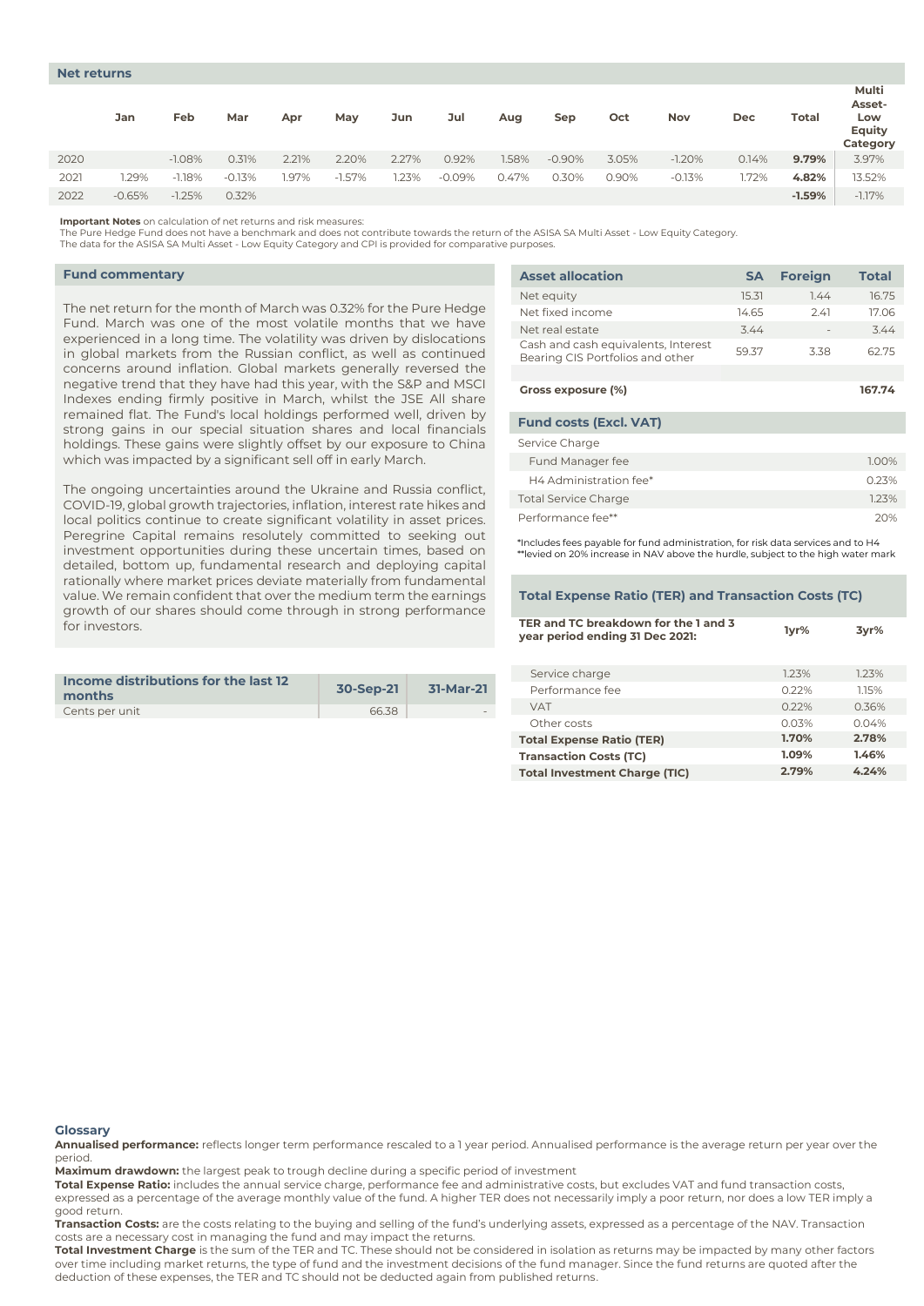## Net returns

| | Jan | Feb | Mar | Apr | May | Jun | Jul | Aug | Sep | Oct | Nov | Dec | Total | Multi Asset-Low Equity Category |
|---|---|---|---|---|---|---|---|---|---|---|---|---|---|---|
| 2020 | | -1.08% | 0.31% | 2.21% | 2.20% | 2.27% | 0.92% | 1.58% | -0.90% | 3.05% | -1.20% | 0.14% | **9.79%** | 3.97% |
| 2021 | 1.29% | -1.18% | -0.13% | 1.97% | -1.57% | 1.23% | -0.09% | 0.47% | 0.30% | 0.90% | -0.13% | 1.72% | **4.82%** | 13.52% |
| 2022 | -0.65% | -1.25% | 0.32% | | | | | | | | | | **-1.59%** | -1.17% |

**Important Notes** on calculation of net returns and risk measures:
The Pure Hedge Fund does not have a benchmark and does not contribute towards the return of the ASISA SA Multi Asset - Low Equity Category.
The data for the ASISA SA Multi Asset - Low Equity Category and CPI is provided for comparative purposes.

## Fund commentary

The net return for the month of March was 0.32% for the Pure Hedge Fund. March was one of the most volatile months that we have experienced in a long time. The volatility was driven by dislocations in global markets from the Russian conflict, as well as continued concerns around inflation. Global markets generally reversed the negative trend that they have had this year, with the S&P and MSCI Indexes ending firmly positive in March, whilst the JSE All share remained flat. The Fund's local holdings performed well, driven by strong gains in our special situation shares and local financials holdings. These gains were slightly offset by our exposure to China which was impacted by a significant sell off in early March.

The ongoing uncertainties around the Ukraine and Russia conflict, COVID-19, global growth trajectories, inflation, interest rate hikes and local politics continue to create significant volatility in asset prices. Peregrine Capital remains resolutely committed to seeking out investment opportunities during these uncertain times, based on detailed, bottom up, fundamental research and deploying capital rationally where market prices deviate materially from fundamental value. We remain confident that over the medium term the earnings growth of our shares should come through in strong performance for investors.

| Income distributions for the last 12 months | 30-Sep-21 | 31-Mar-21 |
|---|---|---|
| Cents per unit | 66.38 | - |

| Asset allocation | SA | Foreign | Total |
|---|---|---|---|
| Net equity | 15.31 | 1.44 | 16.75 |
| Net fixed income | 14.65 | 2.41 | 17.06 |
| Net real estate | 3.44 | - | 3.44 |
| Cash and cash equivalents, Interest Bearing CIS Portfolios and other | 59.37 | 3.38 | 62.75 |
| **Gross exposure (%)** | | | **167.74** |

## Fund costs (Excl. VAT)

| Service Charge | |
|---|---|
| Fund Manager fee | 1.00% |
| H4 Administration fee* | 0.23% |
| Total Service Charge | 1.23% |
| Performance fee** | 20% |

*Includes fees payable for fund administration, for risk data services and to H4
**levied on 20% increase in NAV above the hurdle, subject to the high water mark

## Total Expense Ratio (TER) and Transaction Costs (TC)

| TER and TC breakdown for the 1 and 3 year period ending 31 Dec 2021: | 1yr% | 3yr% |
|---|---|---|
| Service charge | 1.23% | 1.23% |
| Performance fee | 0.22% | 1.15% |
| VAT | 0.22% | 0.36% |
| Other costs | 0.03% | 0.04% |
| **Total Expense Ratio (TER)** | **1.70%** | **2.78%** |
| **Transaction Costs (TC)** | **1.09%** | **1.46%** |
| **Total Investment Charge (TIC)** | **2.79%** | **4.24%** |

## Glossary

**Annualised performance:** reflects longer term performance rescaled to a 1 year period. Annualised performance is the average return per year over the period.

**Maximum drawdown:** the largest peak to trough decline during a specific period of investment

**Total Expense Ratio:** includes the annual service charge, performance fee and administrative costs, but excludes VAT and fund transaction costs, expressed as a percentage of the average monthly value of the fund. A higher TER does not necessarily imply a poor return, nor does a low TER imply a good return.

**Transaction Costs:** are the costs relating to the buying and selling of the fund's underlying assets, expressed as a percentage of the NAV. Transaction costs are a necessary cost in managing the fund and may impact the returns.

**Total Investment Charge** is the sum of the TER and TC. These should not be considered in isolation as returns may be impacted by many other factors over time including market returns, the type of fund and the investment decisions of the fund manager. Since the fund returns are quoted after the deduction of these expenses, the TER and TC should not be deducted again from published returns.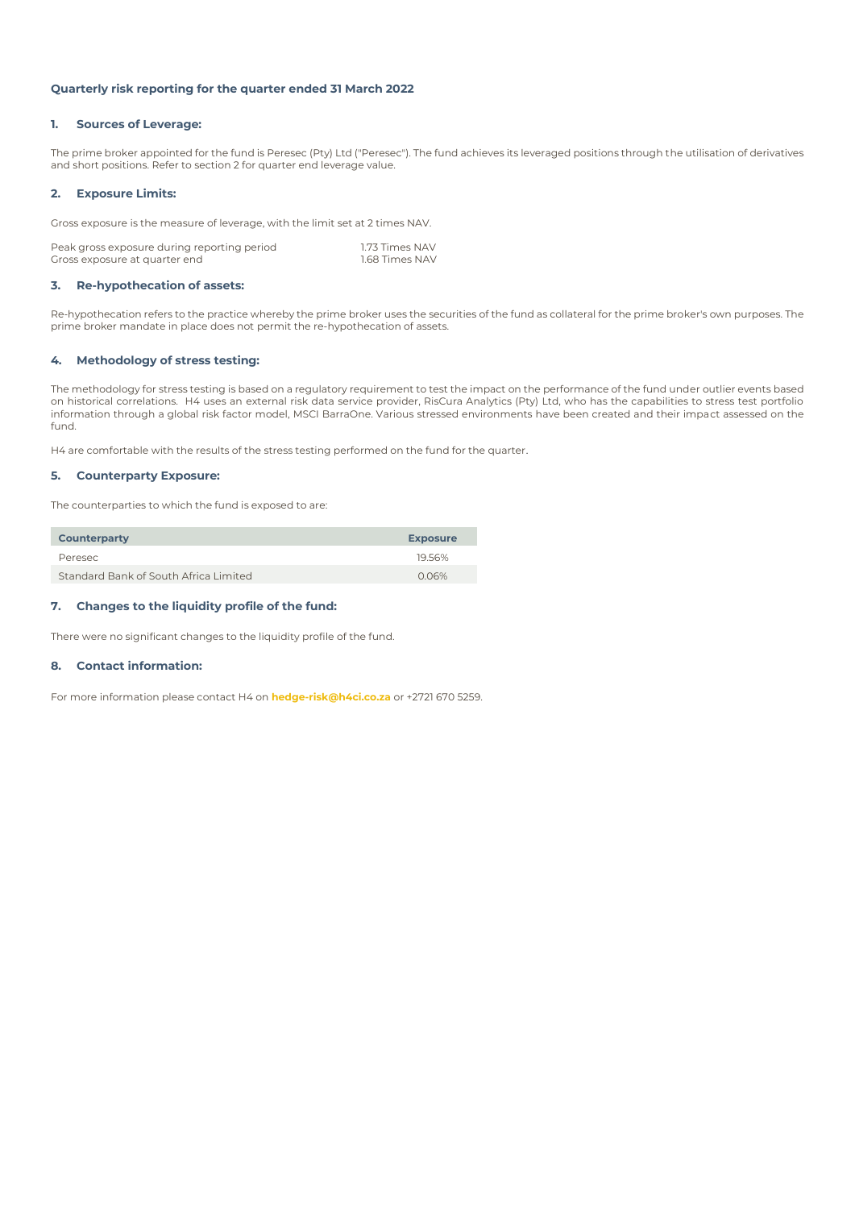## Quarterly risk reporting for the quarter ended 31 March 2022

### 1. Sources of Leverage:

The prime broker appointed for the fund is Peresec (Pty) Ltd ("Peresec"). The fund achieves its leveraged positions through the utilisation of derivatives and short positions. Refer to section 2 for quarter end leverage value.

### 2. Exposure Limits:

Gross exposure is the measure of leverage, with the limit set at 2 times NAV.

| | |
|---|---|
| Peak gross exposure during reporting period | 1.73 Times NAV |
| Gross exposure at quarter end | 1.68 Times NAV |

### 3. Re-hypothecation of assets:

Re-hypothecation refers to the practice whereby the prime broker uses the securities of the fund as collateral for the prime broker's own purposes. The prime broker mandate in place does not permit the re-hypothecation of assets.

### 4. Methodology of stress testing:

The methodology for stress testing is based on a regulatory requirement to test the impact on the performance of the fund under outlier events based on historical correlations. H4 uses an external risk data service provider, RisCura Analytics (Pty) Ltd, who has the capabilities to stress test portfolio information through a global risk factor model, MSCI BarraOne. Various stressed environments have been created and their impact assessed on the fund.

H4 are comfortable with the results of the stress testing performed on the fund for the quarter.

### 5. Counterparty Exposure:

The counterparties to which the fund is exposed to are:

| Counterparty | Exposure |
|---|---|
| Peresec | 19.56% |
| Standard Bank of South Africa Limited | 0.06% |

### 7. Changes to the liquidity profile of the fund:

There were no significant changes to the liquidity profile of the fund.

### 8. Contact information:

For more information please contact H4 on **hedge-risk@h4ci.co.za** or +2721 670 5259.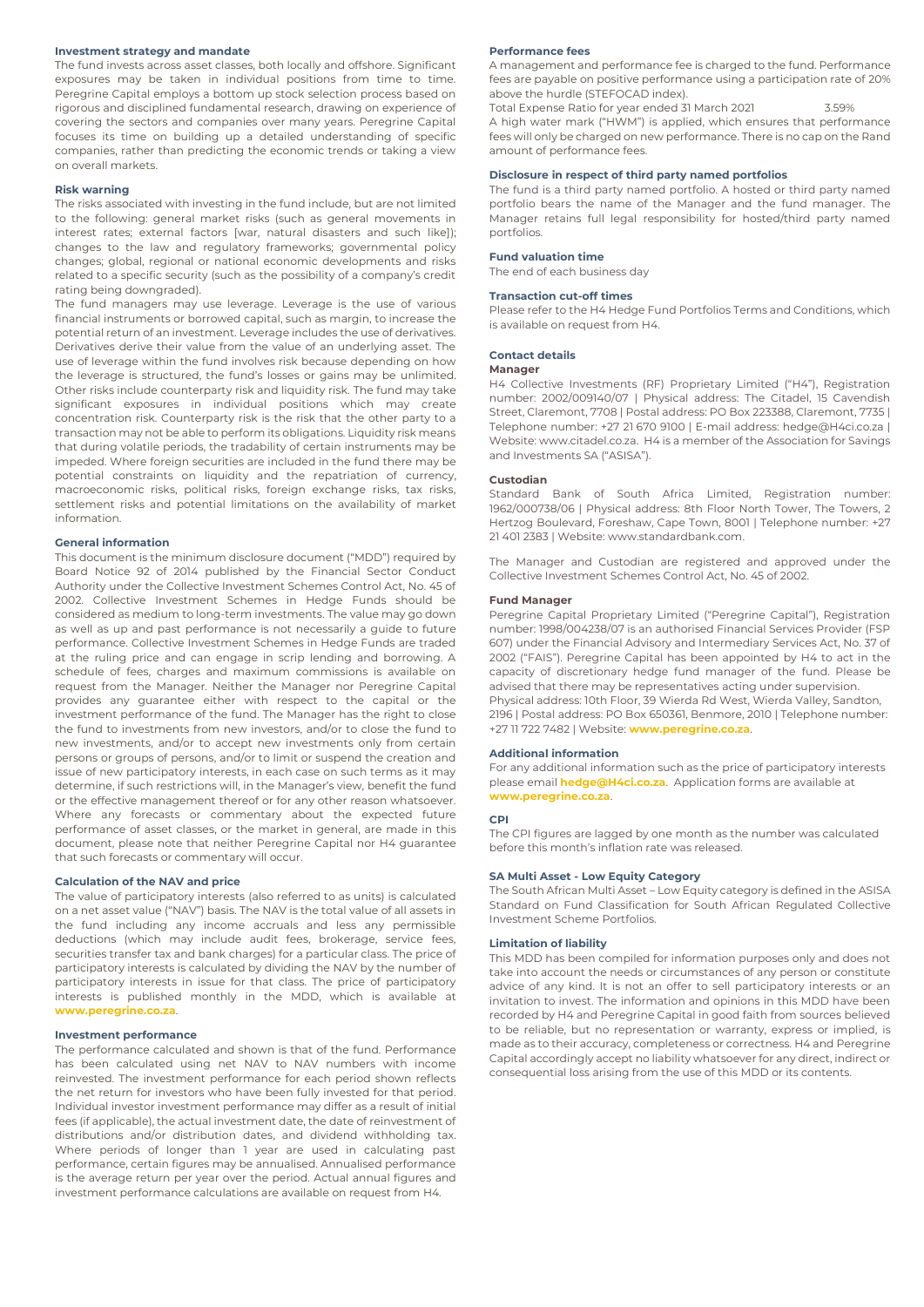### Investment strategy and mandate

The fund invests across asset classes, both locally and offshore. Significant exposures may be taken in individual positions from time to time. Peregrine Capital employs a bottom up stock selection process based on rigorous and disciplined fundamental research, drawing on experience of covering the sectors and companies over many years. Peregrine Capital focuses its time on building up a detailed understanding of specific companies, rather than predicting the economic trends or taking a view on overall markets.

### Risk warning

The risks associated with investing in the fund include, but are not limited to the following: general market risks (such as general movements in interest rates; external factors [war, natural disasters and such like]); changes to the law and regulatory frameworks; governmental policy changes; global, regional or national economic developments and risks related to a specific security (such as the possibility of a company's credit rating being downgraded).

The fund managers may use leverage. Leverage is the use of various financial instruments or borrowed capital, such as margin, to increase the potential return of an investment. Leverage includes the use of derivatives. Derivatives derive their value from the value of an underlying asset. The use of leverage within the fund involves risk because depending on how the leverage is structured, the fund's losses or gains may be unlimited. Other risks include counterparty risk and liquidity risk. The fund may take significant exposures in individual positions which may create concentration risk. Counterparty risk is the risk that the other party to a transaction may not be able to perform its obligations. Liquidity risk means that during volatile periods, the tradability of certain instruments may be impeded. Where foreign securities are included in the fund there may be potential constraints on liquidity and the repatriation of currency, macroeconomic risks, political risks, foreign exchange risks, tax risks, settlement risks and potential limitations on the availability of market information.

### General information

This document is the minimum disclosure document ("MDD") required by Board Notice 92 of 2014 published by the Financial Sector Conduct Authority under the Collective Investment Schemes Control Act, No. 45 of 2002. Collective Investment Schemes in Hedge Funds should be considered as medium to long-term investments. The value may go down as well as up and past performance is not necessarily a guide to future performance. Collective Investment Schemes in Hedge Funds are traded at the ruling price and can engage in scrip lending and borrowing. A schedule of fees, charges and maximum commissions is available on request from the Manager. Neither the Manager nor Peregrine Capital provides any guarantee either with respect to the capital or the investment performance of the fund. The Manager has the right to close the fund to investments from new investors, and/or to close the fund to new investments, and/or to accept new investments only from certain persons or groups of persons, and/or to limit or suspend the creation and issue of new participatory interests, in each case on such terms as it may determine, if such restrictions will, in the Manager's view, benefit the fund or the effective management thereof or for any other reason whatsoever. Where any forecasts or commentary about the expected future performance of asset classes, or the market in general, are made in this document, please note that neither Peregrine Capital nor H4 guarantee that such forecasts or commentary will occur.

### Calculation of the NAV and price

The value of participatory interests (also referred to as units) is calculated on a net asset value ("NAV") basis. The NAV is the total value of all assets in the fund including any income accruals and less any permissible deductions (which may include audit fees, brokerage, service fees, securities transfer tax and bank charges) for a particular class. The price of participatory interests is calculated by dividing the NAV by the number of participatory interests in issue for that class. The price of participatory interests is published monthly in the MDD, which is available at **www.peregrine.co.za**.

### Investment performance

The performance calculated and shown is that of the fund. Performance has been calculated using net NAV to NAV numbers with income reinvested. The investment performance for each period shown reflects the net return for investors who have been fully invested for that period. Individual investor investment performance may differ as a result of initial fees (if applicable), the actual investment date, the date of reinvestment of distributions and/or distribution dates, and dividend withholding tax. Where periods of longer than 1 year are used in calculating past performance, certain figures may be annualised. Annualised performance is the average return per year over the period. Actual annual figures and investment performance calculations are available on request from H4.

### Performance fees

A management and performance fee is charged to the fund. Performance fees are payable on positive performance using a participation rate of 20% above the hurdle (STEFOCAD index).

Total Expense Ratio for year ended 31 March 2021 3.59%

A high water mark ("HWM") is applied, which ensures that performance fees will only be charged on new performance. There is no cap on the Rand amount of performance fees.

### Disclosure in respect of third party named portfolios

The fund is a third party named portfolio. A hosted or third party named portfolio bears the name of the Manager and the fund manager. The Manager retains full legal responsibility for hosted/third party named portfolios.

### Fund valuation time

The end of each business day

### Transaction cut-off times

Please refer to the H4 Hedge Fund Portfolios Terms and Conditions, which is available on request from H4.

### Contact details

**Manager**

H4 Collective Investments (RF) Proprietary Limited ("H4"), Registration number: 2002/009140/07 | Physical address: The Citadel, 15 Cavendish Street, Claremont, 7708 | Postal address: PO Box 223388, Claremont, 7735 | Telephone number: +27 21 670 9100 | E-mail address: hedge@H4ci.co.za | Website: www.citadel.co.za. H4 is a member of the Association for Savings and Investments SA ("ASISA").

### Custodian

Standard Bank of South Africa Limited, Registration number: 1962/000738/06 | Physical address: 8th Floor North Tower, The Towers, 2 Hertzog Boulevard, Foreshaw, Cape Town, 8001 | Telephone number: +27 21 401 2383 | Website: www.standardbank.com.

The Manager and Custodian are registered and approved under the Collective Investment Schemes Control Act, No. 45 of 2002.

### Fund Manager

Peregrine Capital Proprietary Limited ("Peregrine Capital"), Registration number: 1998/004238/07 is an authorised Financial Services Provider (FSP 607) under the Financial Advisory and Intermediary Services Act, No. 37 of 2002 ("FAIS"). Peregrine Capital has been appointed by H4 to act in the capacity of discretionary hedge fund manager of the fund. Please be advised that there may be representatives acting under supervision.

Physical address: 10th Floor, 39 Wierda Rd West, Wierda Valley, Sandton, 2196 | Postal address: PO Box 650361, Benmore, 2010 | Telephone number: +27 11 722 7482 | Website: **www.peregrine.co.za**.

### Additional information

For any additional information such as the price of participatory interests please email **hedge@H4ci.co.za**. Application forms are available at **www.peregrine.co.za**.

### CPI

The CPI figures are lagged by one month as the number was calculated before this month's inflation rate was released.

### SA Multi Asset - Low Equity Category

The South African Multi Asset – Low Equity category is defined in the ASISA Standard on Fund Classification for South African Regulated Collective Investment Scheme Portfolios.

### Limitation of liability

This MDD has been compiled for information purposes only and does not take into account the needs or circumstances of any person or constitute advice of any kind. It is not an offer to sell participatory interests or an invitation to invest. The information and opinions in this MDD have been recorded by H4 and Peregrine Capital in good faith from sources believed to be reliable, but no representation or warranty, express or implied, is made as to their accuracy, completeness or correctness. H4 and Peregrine Capital accordingly accept no liability whatsoever for any direct, indirect or consequential loss arising from the use of this MDD or its contents.